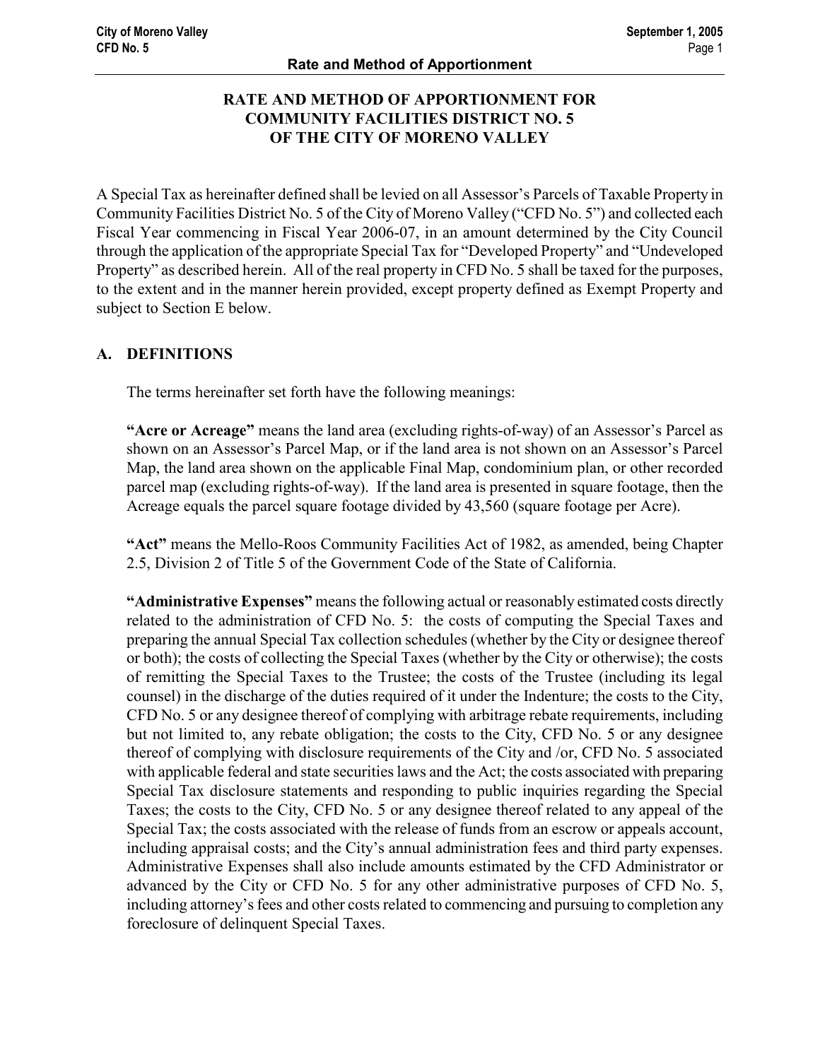# RATE AND METHOD OF APPORTIONMENT FOR COMMUNITY FACILITIES DISTRICT NO. 5 OF THE CITY OF MORENO VALLEY

A Special Tax as hereinafter defined shall be levied on all Assessor's Parcels of Taxable Property in Community Facilities District No. 5 of the City of Moreno Valley ("CFD No. 5") and collected each Fiscal Year commencing in Fiscal Year 2006-07, in an amount determined by the City Council through the application of the appropriate Special Tax for "Developed Property" and "Undeveloped Property" as described herein. All of the real property in CFD No. 5 shall be taxed for the purposes, to the extent and in the manner herein provided, except property defined as Exempt Property and subject to Section E below.

## A. DEFINITIONS

The terms hereinafter set forth have the following meanings:

**"Acre or Acreage"** means the land area (excluding rights-of-way) of an Assessor's Parcel as shown on an Assessor's Parcel Map, or if the land area is not shown on an Assessor's Parcel Map, the land area shown on the applicable Final Map, condominium plan, or other recorded parcel map (excluding rights-of-way). If the land area is presented in square footage, then the Acreage equals the parcel square footage divided by 43,560 (square footage per Acre).

**"Act"** means the Mello-Roos Community Facilities Act of 1982, as amended, being Chapter 2.5, Division 2 of Title 5 of the Government Code of the State of California.

**"Administrative Expenses"** means the following actual or reasonably estimated costs directly related to the administration of CFD No. 5: the costs of computing the Special Taxes and preparing the annual Special Tax collection schedules (whether by the City or designee thereof or both); the costs of collecting the Special Taxes (whether by the City or otherwise); the costs of remitting the Special Taxes to the Trustee; the costs of the Trustee (including its legal counsel) in the discharge of the duties required of it under the Indenture; the costs to the City, CFD No. 5 or any designee thereof of complying with arbitrage rebate requirements, including but not limited to, any rebate obligation; the costs to the City, CFD No. 5 or any designee thereof of complying with disclosure requirements of the City and /or, CFD No. 5 associated with applicable federal and state securities laws and the Act; the costs associated with preparing Special Tax disclosure statements and responding to public inquiries regarding the Special Taxes; the costs to the City, CFD No. 5 or any designee thereof related to any appeal of the Special Tax; the costs associated with the release of funds from an escrow or appeals account, including appraisal costs; and the City's annual administration fees and third party expenses. Administrative Expenses shall also include amounts estimated by the CFD Administrator or advanced by the City or CFD No. 5 for any other administrative purposes of CFD No. 5, including attorney's fees and other costs related to commencing and pursuing to completion any foreclosure of delinquent Special Taxes.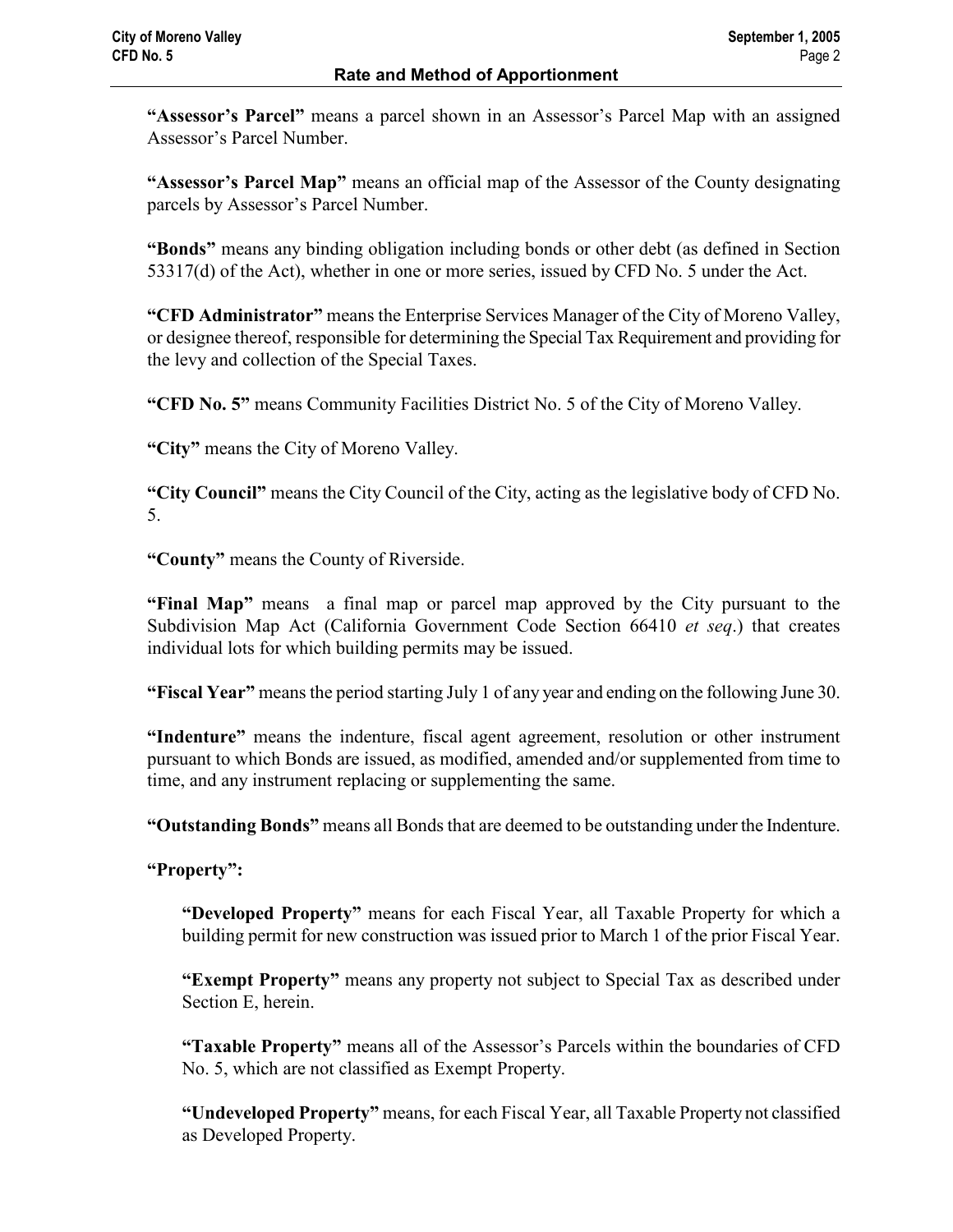**"Assessor's Parcel"** means a parcel shown in an Assessor's Parcel Map with an assigned Assessor's Parcel Number.

**"Assessor's Parcel Map"** means an official map of the Assessor of the County designating parcels by Assessor's Parcel Number.

**"Bonds"** means any binding obligation including bonds or other debt (as defined in Section 53317(d) of the Act), whether in one or more series, issued by CFD No. 5 under the Act.

**"CFD Administrator"** means the Enterprise Services Manager of the City of Moreno Valley, or designee thereof, responsible for determining the Special Tax Requirement and providing for the levy and collection of the Special Taxes.

**"CFD No. 5"** means Community Facilities District No. 5 of the City of Moreno Valley.

**"City"** means the City of Moreno Valley.

**"City Council"** means the City Council of the City, acting as the legislative body of CFD No. 5.

**"County"** means the County of Riverside.

**"Final Map"** means a final map or parcel map approved by the City pursuant to the Subdivision Map Act (California Government Code Section 66410 *et seq*.) that creates individual lots for which building permits may be issued.

**"Fiscal Year"** means the period starting July 1 of any year and ending on the following June 30.

**"Indenture"** means the indenture, fiscal agent agreement, resolution or other instrument pursuant to which Bonds are issued, as modified, amended and/or supplemented from time to time, and any instrument replacing or supplementing the same.

**"Outstanding Bonds"** means all Bonds that are deemed to be outstanding under the Indenture.

**"Property"**:

> **"Developed Property"** means for each Fiscal Year, all Taxable Property for which a building permit for new construction was issued prior to March 1 of the prior Fiscal Year.
>
> **"Exempt Property"** means any property not subject to Special Tax as described under Section E, herein.
>
> **"Taxable Property"** means all of the Assessor's Parcels within the boundaries of CFD No. 5, which are not classified as Exempt Property.
>
> **"Undeveloped Property"** means, for each Fiscal Year, all Taxable Property not classified as Developed Property.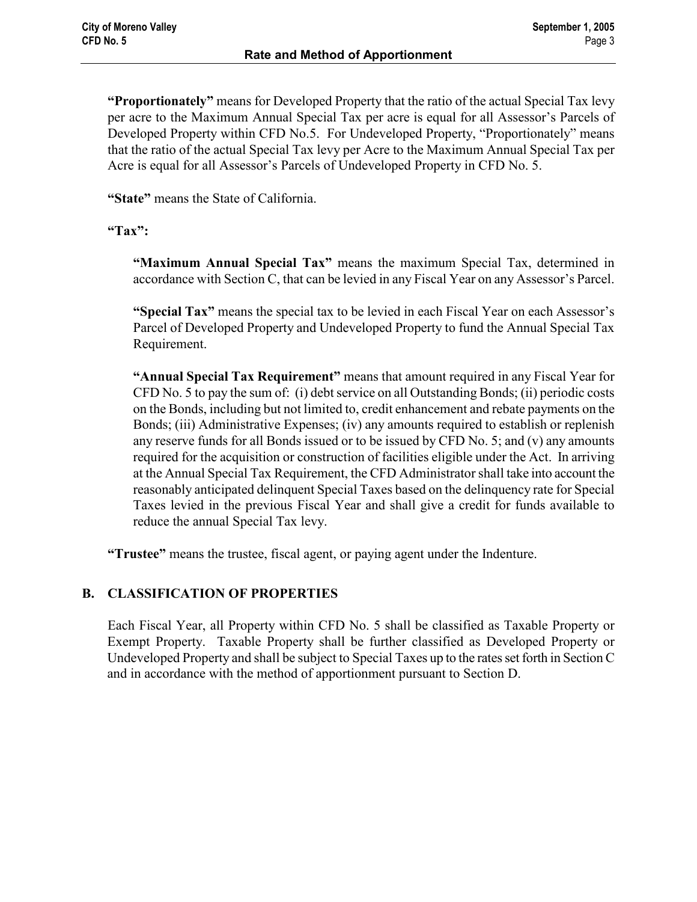**"Proportionately"** means for Developed Property that the ratio of the actual Special Tax levy per acre to the Maximum Annual Special Tax per acre is equal for all Assessor's Parcels of Developed Property within CFD No.5. For Undeveloped Property, "Proportionately" means that the ratio of the actual Special Tax levy per Acre to the Maximum Annual Special Tax per Acre is equal for all Assessor's Parcels of Undeveloped Property in CFD No. 5.

**"State"** means the State of California.

**"Tax":**

> **"Maximum Annual Special Tax"** means the maximum Special Tax, determined in accordance with Section C, that can be levied in any Fiscal Year on any Assessor's Parcel.
>
> **"Special Tax"** means the special tax to be levied in each Fiscal Year on each Assessor's Parcel of Developed Property and Undeveloped Property to fund the Annual Special Tax Requirement.
>
> **"Annual Special Tax Requirement"** means that amount required in any Fiscal Year for CFD No. 5 to pay the sum of: (i) debt service on all Outstanding Bonds; (ii) periodic costs on the Bonds, including but not limited to, credit enhancement and rebate payments on the Bonds; (iii) Administrative Expenses; (iv) any amounts required to establish or replenish any reserve funds for all Bonds issued or to be issued by CFD No. 5; and (v) any amounts required for the acquisition or construction of facilities eligible under the Act. In arriving at the Annual Special Tax Requirement, the CFD Administrator shall take into account the reasonably anticipated delinquent Special Taxes based on the delinquency rate for Special Taxes levied in the previous Fiscal Year and shall give a credit for funds available to reduce the annual Special Tax levy.

**"Trustee"** means the trustee, fiscal agent, or paying agent under the Indenture.

## B. CLASSIFICATION OF PROPERTIES

Each Fiscal Year, all Property within CFD No. 5 shall be classified as Taxable Property or Exempt Property. Taxable Property shall be further classified as Developed Property or Undeveloped Property and shall be subject to Special Taxes up to the rates set forth in Section C and in accordance with the method of apportionment pursuant to Section D.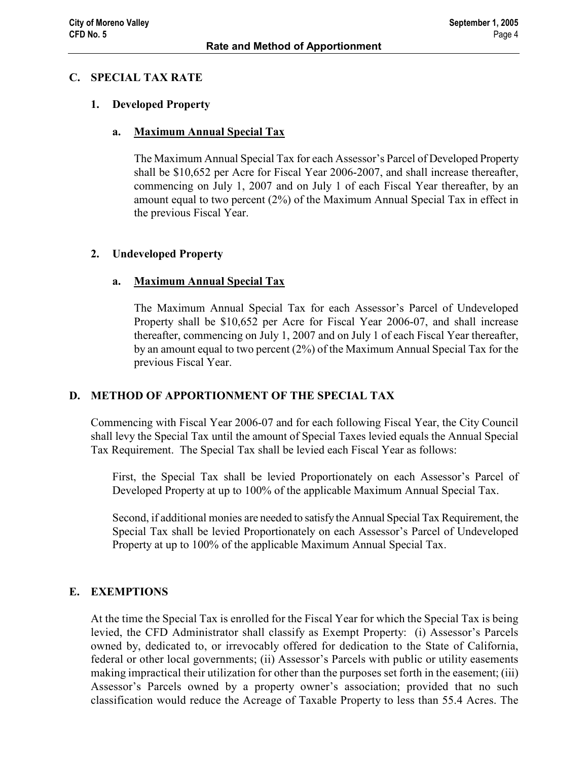## C. SPECIAL TAX RATE

### 1. Developed Property

#### a. Maximum Annual Special Tax

The Maximum Annual Special Tax for each Assessor's Parcel of Developed Property shall be $10,652 per Acre for Fiscal Year 2006-2007, and shall increase thereafter, commencing on July 1, 2007 and on July 1 of each Fiscal Year thereafter, by an amount equal to two percent (2%) of the Maximum Annual Special Tax in effect in the previous Fiscal Year.

### 2. Undeveloped Property

#### a. Maximum Annual Special Tax

The Maximum Annual Special Tax for each Assessor's Parcel of Undeveloped Property shall be $10,652 per Acre for Fiscal Year 2006-07, and shall increase thereafter, commencing on July 1, 2007 and on July 1 of each Fiscal Year thereafter, by an amount equal to two percent (2%) of the Maximum Annual Special Tax for the previous Fiscal Year.

## D. METHOD OF APPORTIONMENT OF THE SPECIAL TAX

Commencing with Fiscal Year 2006-07 and for each following Fiscal Year, the City Council shall levy the Special Tax until the amount of Special Taxes levied equals the Annual Special Tax Requirement. The Special Tax shall be levied each Fiscal Year as follows:

First, the Special Tax shall be levied Proportionately on each Assessor's Parcel of Developed Property at up to 100% of the applicable Maximum Annual Special Tax.

Second, if additional monies are needed to satisfy the Annual Special Tax Requirement, the Special Tax shall be levied Proportionately on each Assessor's Parcel of Undeveloped Property at up to 100% of the applicable Maximum Annual Special Tax.

## E. EXEMPTIONS

At the time the Special Tax is enrolled for the Fiscal Year for which the Special Tax is being levied, the CFD Administrator shall classify as Exempt Property: (i) Assessor's Parcels owned by, dedicated to, or irrevocably offered for dedication to the State of California, federal or other local governments; (ii) Assessor's Parcels with public or utility easements making impractical their utilization for other than the purposes set forth in the easement; (iii) Assessor's Parcels owned by a property owner's association; provided that no such classification would reduce the Acreage of Taxable Property to less than 55.4 Acres. The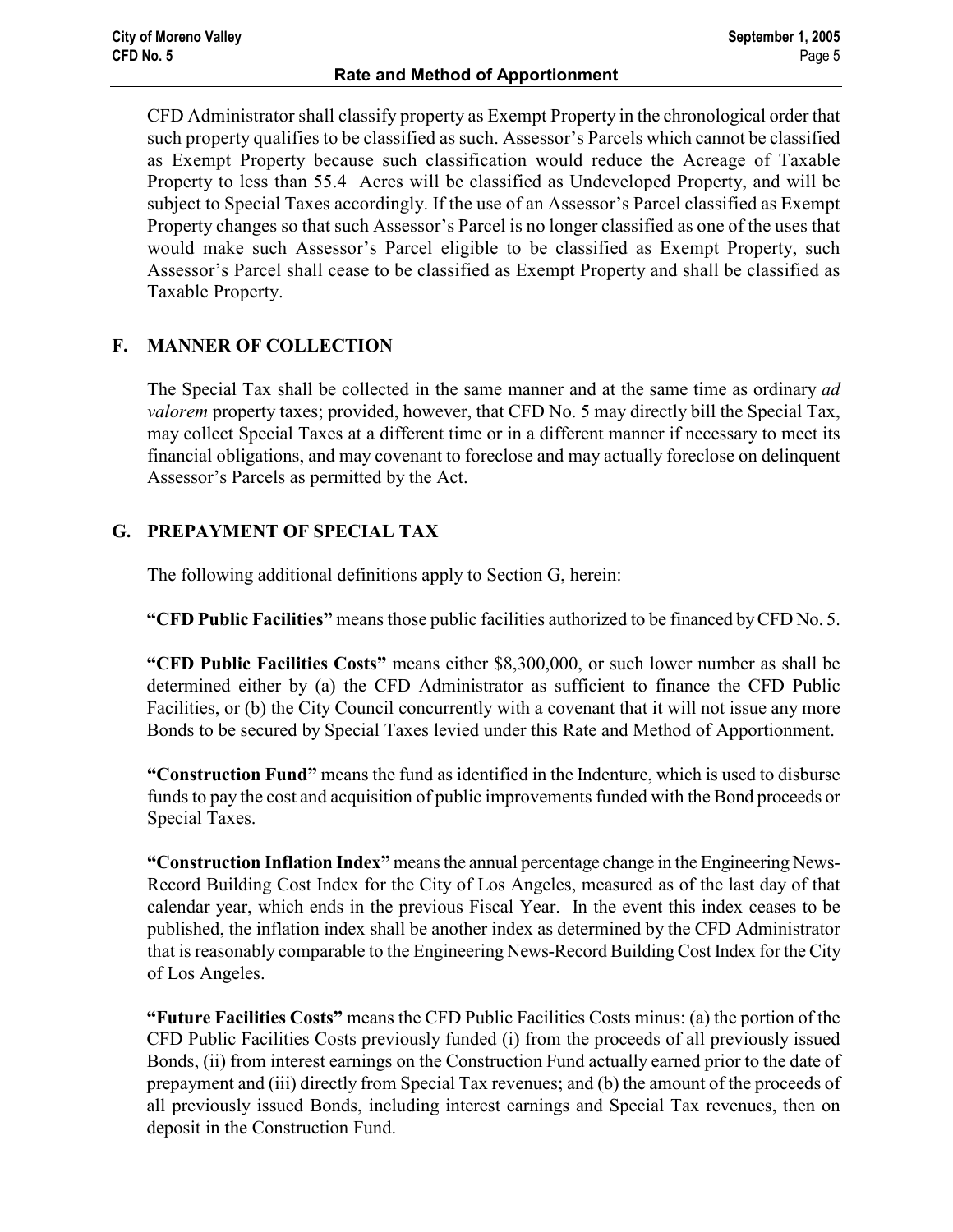CFD Administrator shall classify property as Exempt Property in the chronological order that such property qualifies to be classified as such. Assessor's Parcels which cannot be classified as Exempt Property because such classification would reduce the Acreage of Taxable Property to less than 55.4 Acres will be classified as Undeveloped Property, and will be subject to Special Taxes accordingly. If the use of an Assessor's Parcel classified as Exempt Property changes so that such Assessor's Parcel is no longer classified as one of the uses that would make such Assessor's Parcel eligible to be classified as Exempt Property, such Assessor's Parcel shall cease to be classified as Exempt Property and shall be classified as Taxable Property.

## F. MANNER OF COLLECTION

The Special Tax shall be collected in the same manner and at the same time as ordinary *ad valorem* property taxes; provided, however, that CFD No. 5 may directly bill the Special Tax, may collect Special Taxes at a different time or in a different manner if necessary to meet its financial obligations, and may covenant to foreclose and may actually foreclose on delinquent Assessor's Parcels as permitted by the Act.

## G. PREPAYMENT OF SPECIAL TAX

The following additional definitions apply to Section G, herein:

**"CFD Public Facilities"** means those public facilities authorized to be financed by CFD No. 5.

**"CFD Public Facilities Costs"** means either $8,300,000, or such lower number as shall be determined either by (a) the CFD Administrator as sufficient to finance the CFD Public Facilities, or (b) the City Council concurrently with a covenant that it will not issue any more Bonds to be secured by Special Taxes levied under this Rate and Method of Apportionment.

**"Construction Fund"** means the fund as identified in the Indenture, which is used to disburse funds to pay the cost and acquisition of public improvements funded with the Bond proceeds or Special Taxes.

**"Construction Inflation Index"** means the annual percentage change in the Engineering News-Record Building Cost Index for the City of Los Angeles, measured as of the last day of that calendar year, which ends in the previous Fiscal Year. In the event this index ceases to be published, the inflation index shall be another index as determined by the CFD Administrator that is reasonably comparable to the Engineering News-Record Building Cost Index for the City of Los Angeles.

**"Future Facilities Costs"** means the CFD Public Facilities Costs minus: (a) the portion of the CFD Public Facilities Costs previously funded (i) from the proceeds of all previously issued Bonds, (ii) from interest earnings on the Construction Fund actually earned prior to the date of prepayment and (iii) directly from Special Tax revenues; and (b) the amount of the proceeds of all previously issued Bonds, including interest earnings and Special Tax revenues, then on deposit in the Construction Fund.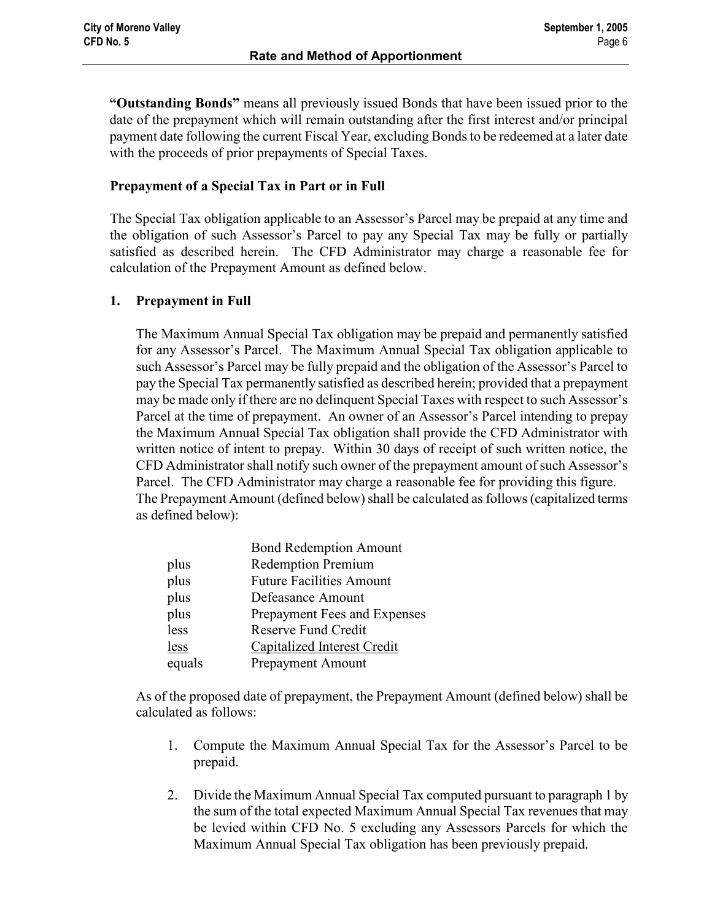**"Outstanding Bonds"** means all previously issued Bonds that have been issued prior to the date of the prepayment which will remain outstanding after the first interest and/or principal payment date following the current Fiscal Year, excluding Bonds to be redeemed at a later date with the proceeds of prior prepayments of Special Taxes.

### Prepayment of a Special Tax in Part or in Full

The Special Tax obligation applicable to an Assessor's Parcel may be prepaid at any time and the obligation of such Assessor's Parcel to pay any Special Tax may be fully or partially satisfied as described herein. The CFD Administrator may charge a reasonable fee for calculation of the Prepayment Amount as defined below.

### 1. Prepayment in Full

The Maximum Annual Special Tax obligation may be prepaid and permanently satisfied for any Assessor's Parcel. The Maximum Annual Special Tax obligation applicable to such Assessor's Parcel may be fully prepaid and the obligation of the Assessor's Parcel to pay the Special Tax permanently satisfied as described herein; provided that a prepayment may be made only if there are no delinquent Special Taxes with respect to such Assessor's Parcel at the time of prepayment. An owner of an Assessor's Parcel intending to prepay the Maximum Annual Special Tax obligation shall provide the CFD Administrator with written notice of intent to prepay. Within 30 days of receipt of such written notice, the CFD Administrator shall notify such owner of the prepayment amount of such Assessor's Parcel. The CFD Administrator may charge a reasonable fee for providing this figure. The Prepayment Amount (defined below) shall be calculated as follows (capitalized terms as defined below):

| | |
|---|---|
| | Bond Redemption Amount |
| plus | Redemption Premium |
| plus | Future Facilities Amount |
| plus | Defeasance Amount |
| plus | Prepayment Fees and Expenses |
| less | Reserve Fund Credit |
| less | Capitalized Interest Credit |
| equals | Prepayment Amount |

As of the proposed date of prepayment, the Prepayment Amount (defined below) shall be calculated as follows:

1. Compute the Maximum Annual Special Tax for the Assessor's Parcel to be prepaid.

2. Divide the Maximum Annual Special Tax computed pursuant to paragraph 1 by the sum of the total expected Maximum Annual Special Tax revenues that may be levied within CFD No. 5 excluding any Assessors Parcels for which the Maximum Annual Special Tax obligation has been previously prepaid.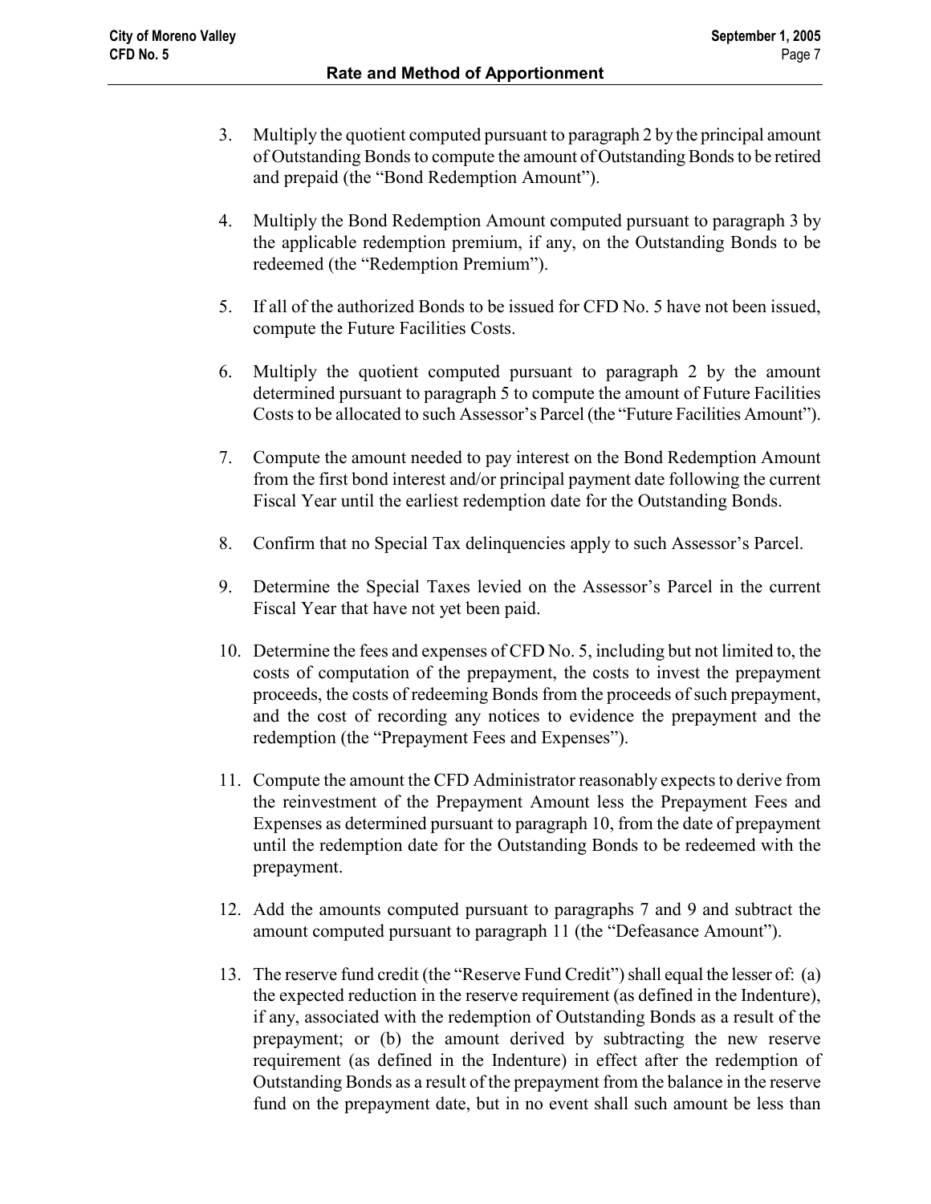3. Multiply the quotient computed pursuant to paragraph 2 by the principal amount of Outstanding Bonds to compute the amount of Outstanding Bonds to be retired and prepaid (the "Bond Redemption Amount").

4. Multiply the Bond Redemption Amount computed pursuant to paragraph 3 by the applicable redemption premium, if any, on the Outstanding Bonds to be redeemed (the "Redemption Premium").

5. If all of the authorized Bonds to be issued for CFD No. 5 have not been issued, compute the Future Facilities Costs.

6. Multiply the quotient computed pursuant to paragraph 2 by the amount determined pursuant to paragraph 5 to compute the amount of Future Facilities Costs to be allocated to such Assessor's Parcel (the "Future Facilities Amount").

7. Compute the amount needed to pay interest on the Bond Redemption Amount from the first bond interest and/or principal payment date following the current Fiscal Year until the earliest redemption date for the Outstanding Bonds.

8. Confirm that no Special Tax delinquencies apply to such Assessor's Parcel.

9. Determine the Special Taxes levied on the Assessor's Parcel in the current Fiscal Year that have not yet been paid.

10. Determine the fees and expenses of CFD No. 5, including but not limited to, the costs of computation of the prepayment, the costs to invest the prepayment proceeds, the costs of redeeming Bonds from the proceeds of such prepayment, and the cost of recording any notices to evidence the prepayment and the redemption (the "Prepayment Fees and Expenses").

11. Compute the amount the CFD Administrator reasonably expects to derive from the reinvestment of the Prepayment Amount less the Prepayment Fees and Expenses as determined pursuant to paragraph 10, from the date of prepayment until the redemption date for the Outstanding Bonds to be redeemed with the prepayment.

12. Add the amounts computed pursuant to paragraphs 7 and 9 and subtract the amount computed pursuant to paragraph 11 (the "Defeasance Amount").

13. The reserve fund credit (the "Reserve Fund Credit") shall equal the lesser of: (a) the expected reduction in the reserve requirement (as defined in the Indenture), if any, associated with the redemption of Outstanding Bonds as a result of the prepayment; or (b) the amount derived by subtracting the new reserve requirement (as defined in the Indenture) in effect after the redemption of Outstanding Bonds as a result of the prepayment from the balance in the reserve fund on the prepayment date, but in no event shall such amount be less than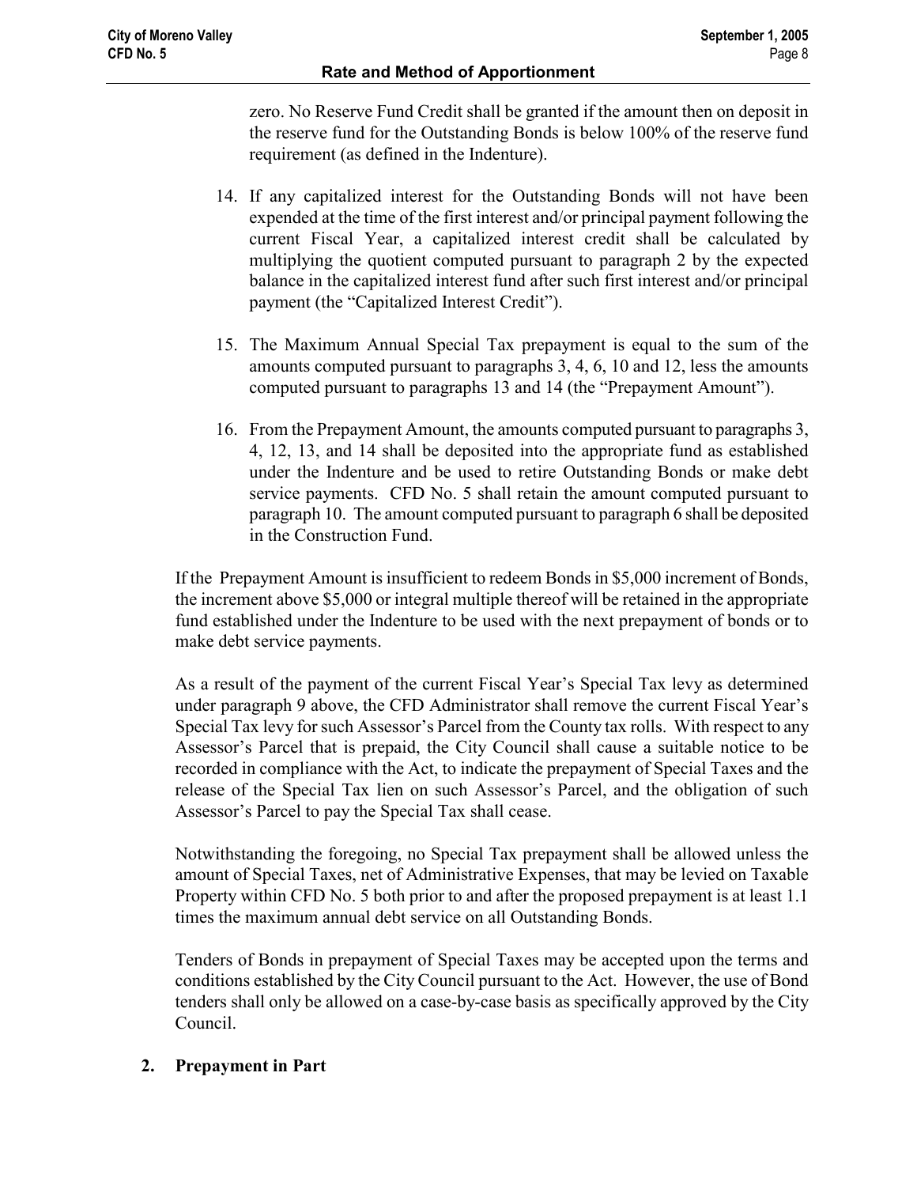zero. No Reserve Fund Credit shall be granted if the amount then on deposit in the reserve fund for the Outstanding Bonds is below 100% of the reserve fund requirement (as defined in the Indenture).

14. If any capitalized interest for the Outstanding Bonds will not have been expended at the time of the first interest and/or principal payment following the current Fiscal Year, a capitalized interest credit shall be calculated by multiplying the quotient computed pursuant to paragraph 2 by the expected balance in the capitalized interest fund after such first interest and/or principal payment (the "Capitalized Interest Credit").

15. The Maximum Annual Special Tax prepayment is equal to the sum of the amounts computed pursuant to paragraphs 3, 4, 6, 10 and 12, less the amounts computed pursuant to paragraphs 13 and 14 (the "Prepayment Amount").

16. From the Prepayment Amount, the amounts computed pursuant to paragraphs 3, 4, 12, 13, and 14 shall be deposited into the appropriate fund as established under the Indenture and be used to retire Outstanding Bonds or make debt service payments. CFD No. 5 shall retain the amount computed pursuant to paragraph 10. The amount computed pursuant to paragraph 6 shall be deposited in the Construction Fund.

If the Prepayment Amount is insufficient to redeem Bonds in $5,000 increment of Bonds, the increment above $5,000 or integral multiple thereof will be retained in the appropriate fund established under the Indenture to be used with the next prepayment of bonds or to make debt service payments.

As a result of the payment of the current Fiscal Year's Special Tax levy as determined under paragraph 9 above, the CFD Administrator shall remove the current Fiscal Year's Special Tax levy for such Assessor's Parcel from the County tax rolls. With respect to any Assessor's Parcel that is prepaid, the City Council shall cause a suitable notice to be recorded in compliance with the Act, to indicate the prepayment of Special Taxes and the release of the Special Tax lien on such Assessor's Parcel, and the obligation of such Assessor's Parcel to pay the Special Tax shall cease.

Notwithstanding the foregoing, no Special Tax prepayment shall be allowed unless the amount of Special Taxes, net of Administrative Expenses, that may be levied on Taxable Property within CFD No. 5 both prior to and after the proposed prepayment is at least 1.1 times the maximum annual debt service on all Outstanding Bonds.

Tenders of Bonds in prepayment of Special Taxes may be accepted upon the terms and conditions established by the City Council pursuant to the Act. However, the use of Bond tenders shall only be allowed on a case-by-case basis as specifically approved by the City Council.

## 2. Prepayment in Part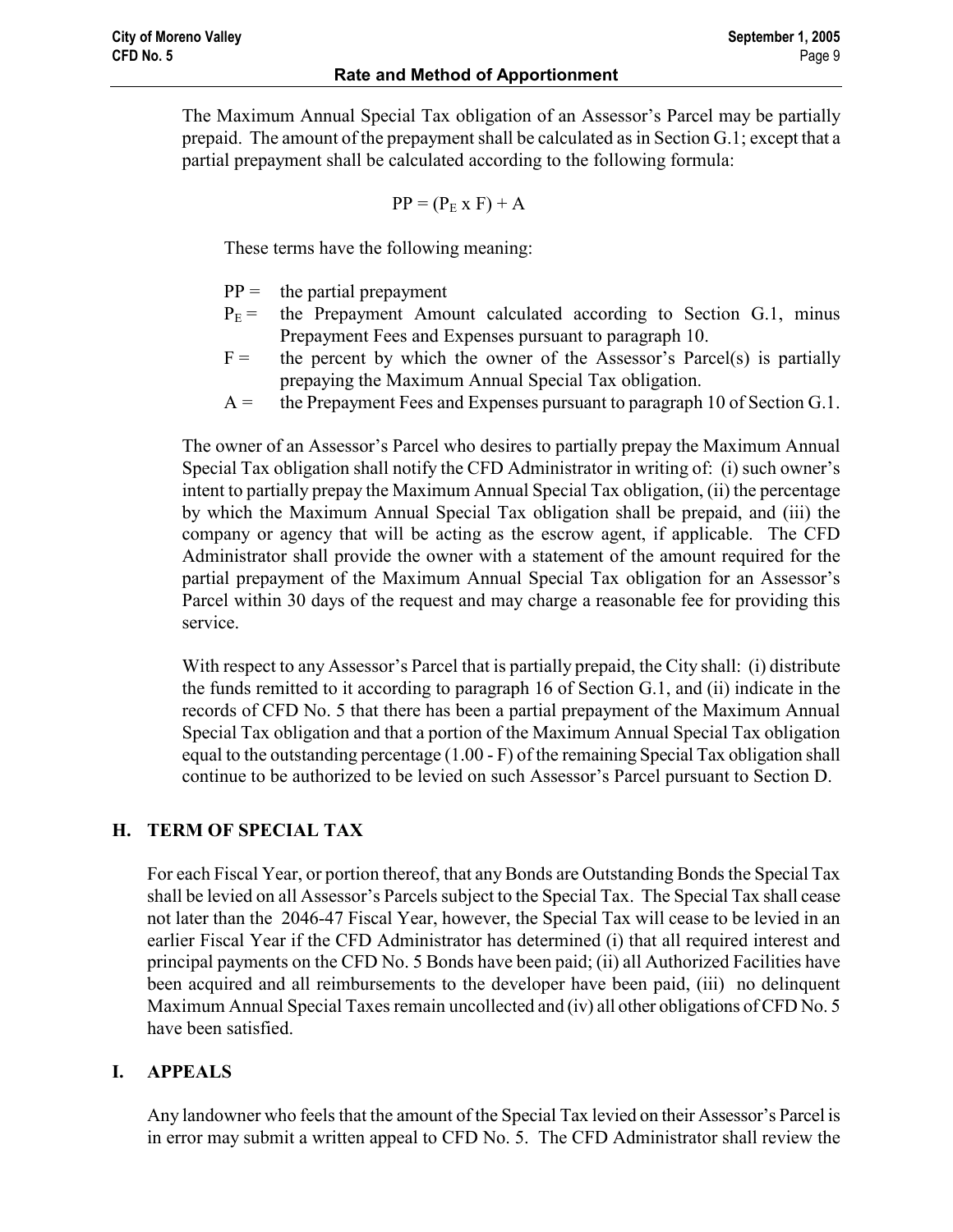The Maximum Annual Special Tax obligation of an Assessor's Parcel may be partially prepaid. The amount of the prepayment shall be calculated as in Section G.1; except that a partial prepayment shall be calculated according to the following formula:

$$PP = (P_E \times F) + A$$

These terms have the following meaning:

- PP = the partial prepayment
- $P_E$ = the Prepayment Amount calculated according to Section G.1, minus Prepayment Fees and Expenses pursuant to paragraph 10.
- F = the percent by which the owner of the Assessor's Parcel(s) is partially prepaying the Maximum Annual Special Tax obligation.
- A = the Prepayment Fees and Expenses pursuant to paragraph 10 of Section G.1.

The owner of an Assessor's Parcel who desires to partially prepay the Maximum Annual Special Tax obligation shall notify the CFD Administrator in writing of: (i) such owner's intent to partially prepay the Maximum Annual Special Tax obligation, (ii) the percentage by which the Maximum Annual Special Tax obligation shall be prepaid, and (iii) the company or agency that will be acting as the escrow agent, if applicable. The CFD Administrator shall provide the owner with a statement of the amount required for the partial prepayment of the Maximum Annual Special Tax obligation for an Assessor's Parcel within 30 days of the request and may charge a reasonable fee for providing this service.

With respect to any Assessor's Parcel that is partially prepaid, the City shall: (i) distribute the funds remitted to it according to paragraph 16 of Section G.1, and (ii) indicate in the records of CFD No. 5 that there has been a partial prepayment of the Maximum Annual Special Tax obligation and that a portion of the Maximum Annual Special Tax obligation equal to the outstanding percentage (1.00 - F) of the remaining Special Tax obligation shall continue to be authorized to be levied on such Assessor's Parcel pursuant to Section D.

## H. TERM OF SPECIAL TAX

For each Fiscal Year, or portion thereof, that any Bonds are Outstanding Bonds the Special Tax shall be levied on all Assessor's Parcels subject to the Special Tax. The Special Tax shall cease not later than the 2046-47 Fiscal Year, however, the Special Tax will cease to be levied in an earlier Fiscal Year if the CFD Administrator has determined (i) that all required interest and principal payments on the CFD No. 5 Bonds have been paid; (ii) all Authorized Facilities have been acquired and all reimbursements to the developer have been paid, (iii) no delinquent Maximum Annual Special Taxes remain uncollected and (iv) all other obligations of CFD No. 5 have been satisfied.

## I. APPEALS

Any landowner who feels that the amount of the Special Tax levied on their Assessor's Parcel is in error may submit a written appeal to CFD No. 5. The CFD Administrator shall review the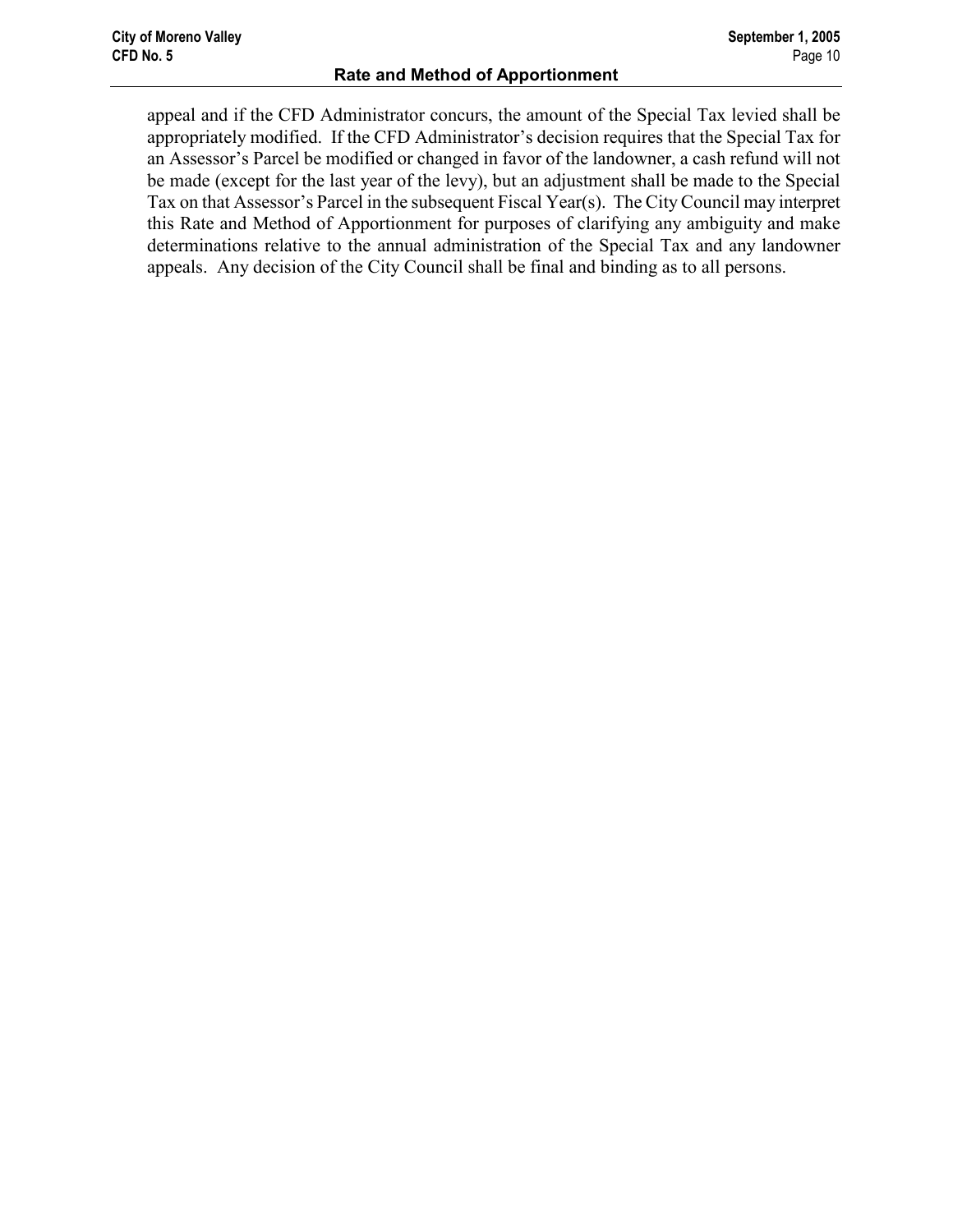appeal and if the CFD Administrator concurs, the amount of the Special Tax levied shall be appropriately modified. If the CFD Administrator's decision requires that the Special Tax for an Assessor's Parcel be modified or changed in favor of the landowner, a cash refund will not be made (except for the last year of the levy), but an adjustment shall be made to the Special Tax on that Assessor's Parcel in the subsequent Fiscal Year(s). The City Council may interpret this Rate and Method of Apportionment for purposes of clarifying any ambiguity and make determinations relative to the annual administration of the Special Tax and any landowner appeals. Any decision of the City Council shall be final and binding as to all persons.